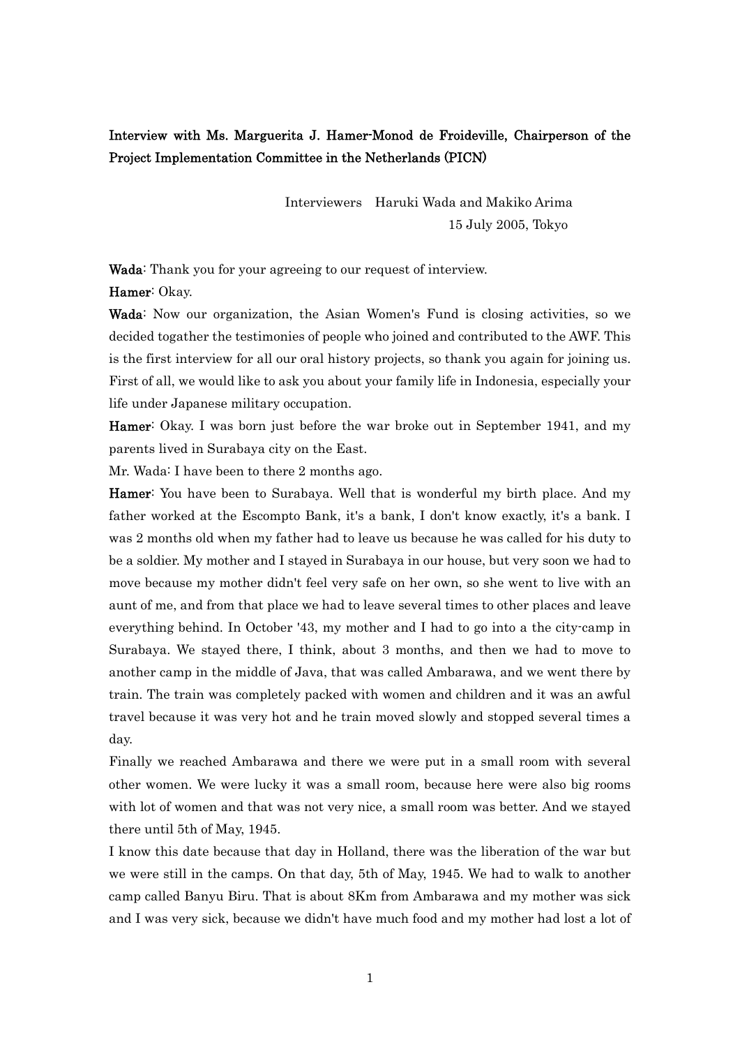**Interview with Ms. Marguerita J. Hamer-Monod de Froideville, Chairperson of the Project Implementation Committee in the Netherlands (PICN)**

Interviewers Haruki Wada and Makiko Arima
15 July 2005, Tokyo

**Wada**: Thank you for your agreeing to our request of interview.

**Hamer**: Okay.

**Wada**: Now our organization, the Asian Women's Fund is closing activities, so we decided togather the testimonies of people who joined and contributed to the AWF. This is the first interview for all our oral history projects, so thank you again for joining us. First of all, we would like to ask you about your family life in Indonesia, especially your life under Japanese military occupation.

**Hamer**: Okay. I was born just before the war broke out in September 1941, and my parents lived in Surabaya city on the East.

Mr. Wada: I have been to there 2 months ago.

**Hamer**: You have been to Surabaya. Well that is wonderful my birth place. And my father worked at the Escompto Bank, it's a bank, I don't know exactly, it's a bank. I was 2 months old when my father had to leave us because he was called for his duty to be a soldier. My mother and I stayed in Surabaya in our house, but very soon we had to move because my mother didn't feel very safe on her own, so she went to live with an aunt of me, and from that place we had to leave several times to other places and leave everything behind. In October '43, my mother and I had to go into a the city-camp in Surabaya. We stayed there, I think, about 3 months, and then we had to move to another camp in the middle of Java, that was called Ambarawa, and we went there by train. The train was completely packed with women and children and it was an awful travel because it was very hot and he train moved slowly and stopped several times a day.

Finally we reached Ambarawa and there we were put in a small room with several other women. We were lucky it was a small room, because here were also big rooms with lot of women and that was not very nice, a small room was better. And we stayed there until 5th of May, 1945.

I know this date because that day in Holland, there was the liberation of the war but we were still in the camps. On that day, 5th of May, 1945. We had to walk to another camp called Banyu Biru. That is about 8Km from Ambarawa and my mother was sick and I was very sick, because we didn't have much food and my mother had lost a lot of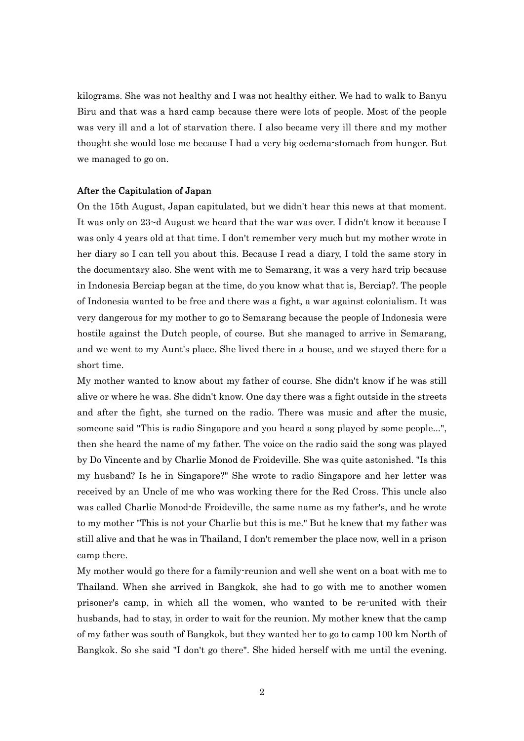kilograms. She was not healthy and I was not healthy either. We had to walk to Banyu Biru and that was a hard camp because there were lots of people. Most of the people was very ill and a lot of starvation there. I also became very ill there and my mother thought she would lose me because I had a very big oedema-stomach from hunger. But we managed to go on.

### After the Capitulation of Japan

On the 15th August, Japan capitulated, but we didn't hear this news at that moment. It was only on 23~d August we heard that the war was over. I didn't know it because I was only 4 years old at that time. I don't remember very much but my mother wrote in her diary so I can tell you about this. Because I read a diary, I told the same story in the documentary also. She went with me to Semarang, it was a very hard trip because in Indonesia Berciap began at the time, do you know what that is, Berciap?. The people of Indonesia wanted to be free and there was a fight, a war against colonialism. It was very dangerous for my mother to go to Semarang because the people of Indonesia were hostile against the Dutch people, of course. But she managed to arrive in Semarang, and we went to my Aunt's place. She lived there in a house, and we stayed there for a short time.

My mother wanted to know about my father of course. She didn't know if he was still alive or where he was. She didn't know. One day there was a fight outside in the streets and after the fight, she turned on the radio. There was music and after the music, someone said "This is radio Singapore and you heard a song played by some people...", then she heard the name of my father. The voice on the radio said the song was played by Do Vincente and by Charlie Monod de Froideville. She was quite astonished. "Is this my husband? Is he in Singapore?" She wrote to radio Singapore and her letter was received by an Uncle of me who was working there for the Red Cross. This uncle also was called Charlie Monod-de Froideville, the same name as my father's, and he wrote to my mother "This is not your Charlie but this is me." But he knew that my father was still alive and that he was in Thailand, I don't remember the place now, well in a prison camp there.

My mother would go there for a family-reunion and well she went on a boat with me to Thailand. When she arrived in Bangkok, she had to go with me to another women prisoner's camp, in which all the women, who wanted to be re-united with their husbands, had to stay, in order to wait for the reunion. My mother knew that the camp of my father was south of Bangkok, but they wanted her to go to camp 100 km North of Bangkok. So she said "I don't go there". She hided herself with me until the evening.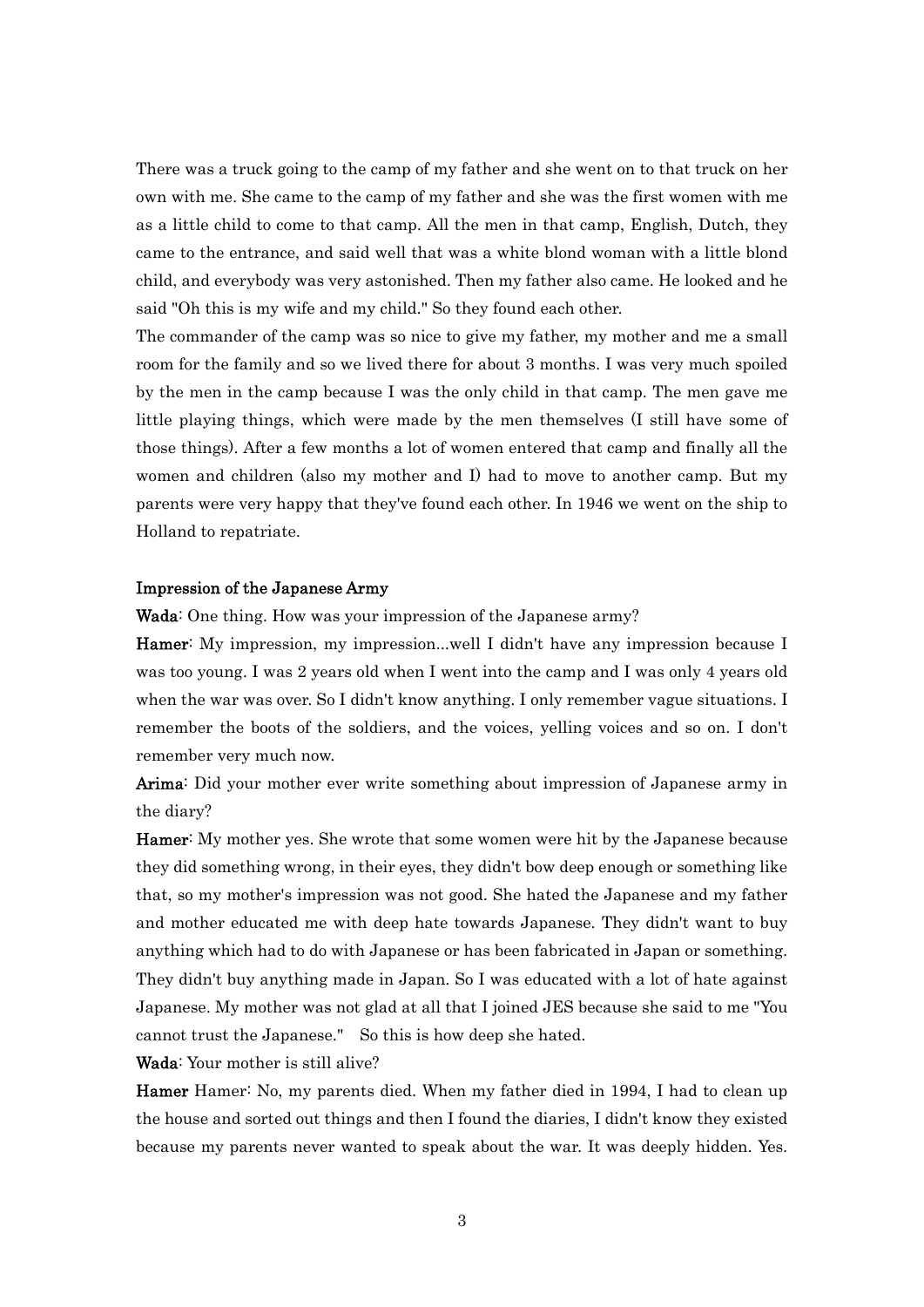There was a truck going to the camp of my father and she went on to that truck on her own with me. She came to the camp of my father and she was the first women with me as a little child to come to that camp. All the men in that camp, English, Dutch, they came to the entrance, and said well that was a white blond woman with a little blond child, and everybody was very astonished. Then my father also came. He looked and he said "Oh this is my wife and my child." So they found each other.

The commander of the camp was so nice to give my father, my mother and me a small room for the family and so we lived there for about 3 months. I was very much spoiled by the men in the camp because I was the only child in that camp. The men gave me little playing things, which were made by the men themselves (I still have some of those things). After a few months a lot of women entered that camp and finally all the women and children (also my mother and I) had to move to another camp. But my parents were very happy that they've found each other. In 1946 we went on the ship to Holland to repatriate.

### Impression of the Japanese Army

**Wada**: One thing. How was your impression of the Japanese army?

**Hamer**: My impression, my impression...well I didn't have any impression because I was too young. I was 2 years old when I went into the camp and I was only 4 years old when the war was over. So I didn't know anything. I only remember vague situations. I remember the boots of the soldiers, and the voices, yelling voices and so on. I don't remember very much now.

**Arima**: Did your mother ever write something about impression of Japanese army in the diary?

**Hamer**: My mother yes. She wrote that some women were hit by the Japanese because they did something wrong, in their eyes, they didn't bow deep enough or something like that, so my mother's impression was not good. She hated the Japanese and my father and mother educated me with deep hate towards Japanese. They didn't want to buy anything which had to do with Japanese or has been fabricated in Japan or something. They didn't buy anything made in Japan. So I was educated with a lot of hate against Japanese. My mother was not glad at all that I joined JES because she said to me "You cannot trust the Japanese." So this is how deep she hated.

**Wada**: Your mother is still alive?

**Hamer** Hamer: No, my parents died. When my father died in 1994, I had to clean up the house and sorted out things and then I found the diaries, I didn't know they existed because my parents never wanted to speak about the war. It was deeply hidden. Yes.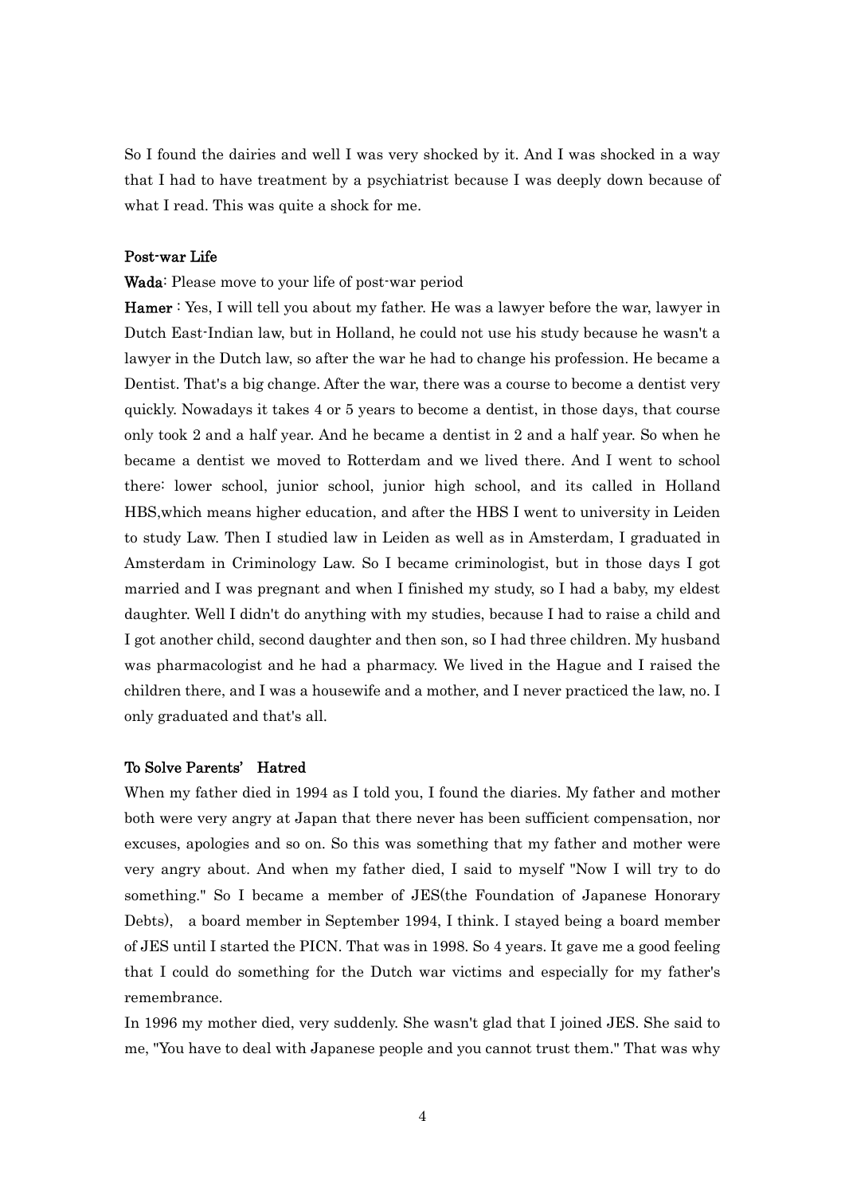So I found the dairies and well I was very shocked by it. And I was shocked in a way that I had to have treatment by a psychiatrist because I was deeply down because of what I read. This was quite a shock for me.

**Post-war Life**

**Wada**: Please move to your life of post-war period

**Hamer** : Yes, I will tell you about my father. He was a lawyer before the war, lawyer in Dutch East-Indian law, but in Holland, he could not use his study because he wasn't a lawyer in the Dutch law, so after the war he had to change his profession. He became a Dentist. That's a big change. After the war, there was a course to become a dentist very quickly. Nowadays it takes 4 or 5 years to become a dentist, in those days, that course only took 2 and a half year. And he became a dentist in 2 and a half year. So when he became a dentist we moved to Rotterdam and we lived there. And I went to school there: lower school, junior school, junior high school, and its called in Holland HBS,which means higher education, and after the HBS I went to university in Leiden to study Law. Then I studied law in Leiden as well as in Amsterdam, I graduated in Amsterdam in Criminology Law. So I became criminologist, but in those days I got married and I was pregnant and when I finished my study, so I had a baby, my eldest daughter. Well I didn't do anything with my studies, because I had to raise a child and I got another child, second daughter and then son, so I had three children. My husband was pharmacologist and he had a pharmacy. We lived in the Hague and I raised the children there, and I was a housewife and a mother, and I never practiced the law, no. I only graduated and that's all.

**To Solve Parents' Hatred**

When my father died in 1994 as I told you, I found the diaries. My father and mother both were very angry at Japan that there never has been sufficient compensation, nor excuses, apologies and so on. So this was something that my father and mother were very angry about. And when my father died, I said to myself "Now I will try to do something." So I became a member of JES(the Foundation of Japanese Honorary Debts), a board member in September 1994, I think. I stayed being a board member of JES until I started the PICN. That was in 1998. So 4 years. It gave me a good feeling that I could do something for the Dutch war victims and especially for my father's remembrance.

In 1996 my mother died, very suddenly. She wasn't glad that I joined JES. She said to me, "You have to deal with Japanese people and you cannot trust them." That was why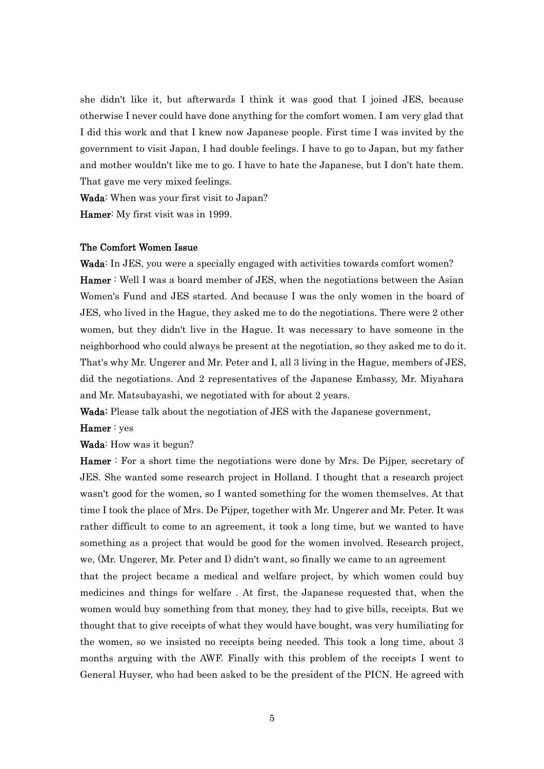she didn't like it, but afterwards I think it was good that I joined JES, because otherwise I never could have done anything for the comfort women. I am very glad that I did this work and that I knew now Japanese people. First time I was invited by the government to visit Japan, I had double feelings. I have to go to Japan, but my father and mother wouldn't like me to go. I have to hate the Japanese, but I don't hate them. That gave me very mixed feelings.

**Wada**: When was your first visit to Japan?

**Hamer**: My first visit was in 1999.

**The Comfort Women Issue**

**Wada**: In JES, you were a specially engaged with activities towards comfort women?

**Hamer** : Well I was a board member of JES, when the negotiations between the Asian Women's Fund and JES started. And because I was the only women in the board of JES, who lived in the Hague, they asked me to do the negotiations. There were 2 other women, but they didn't live in the Hague. It was necessary to have someone in the neighborhood who could always be present at the negotiation, so they asked me to do it. That's why Mr. Ungerer and Mr. Peter and I, all 3 living in the Hague, members of JES, did the negotiations. And 2 representatives of the Japanese Embassy, Mr. Miyahara and Mr. Matsubayashi, we negotiated with for about 2 years.

**Wada:** Please talk about the negotiation of JES with the Japanese government,

**Hamer** : yes

**Wada**: How was it begun?

**Hamer** : For a short time the negotiations were done by Mrs. De Pijper, secretary of JES. She wanted some research project in Holland. I thought that a research project wasn't good for the women, so I wanted something for the women themselves. At that time I took the place of Mrs. De Pijper, together with Mr. Ungerer and Mr. Peter. It was rather difficult to come to an agreement, it took a long time, but we wanted to have something as a project that would be good for the women involved. Research project, we, (Mr. Ungerer, Mr. Peter and I) didn't want, so finally we came to an agreement that the project became a medical and welfare project, by which women could buy medicines and things for welfare . At first, the Japanese requested that, when the women would buy something from that money, they had to give bills, receipts. But we thought that to give receipts of what they would have bought, was very humiliating for the women, so we insisted no receipts being needed. This took a long time, about 3 months arguing with the AWF. Finally with this problem of the receipts I went to General Huyser, who had been asked to be the president of the PICN. He agreed with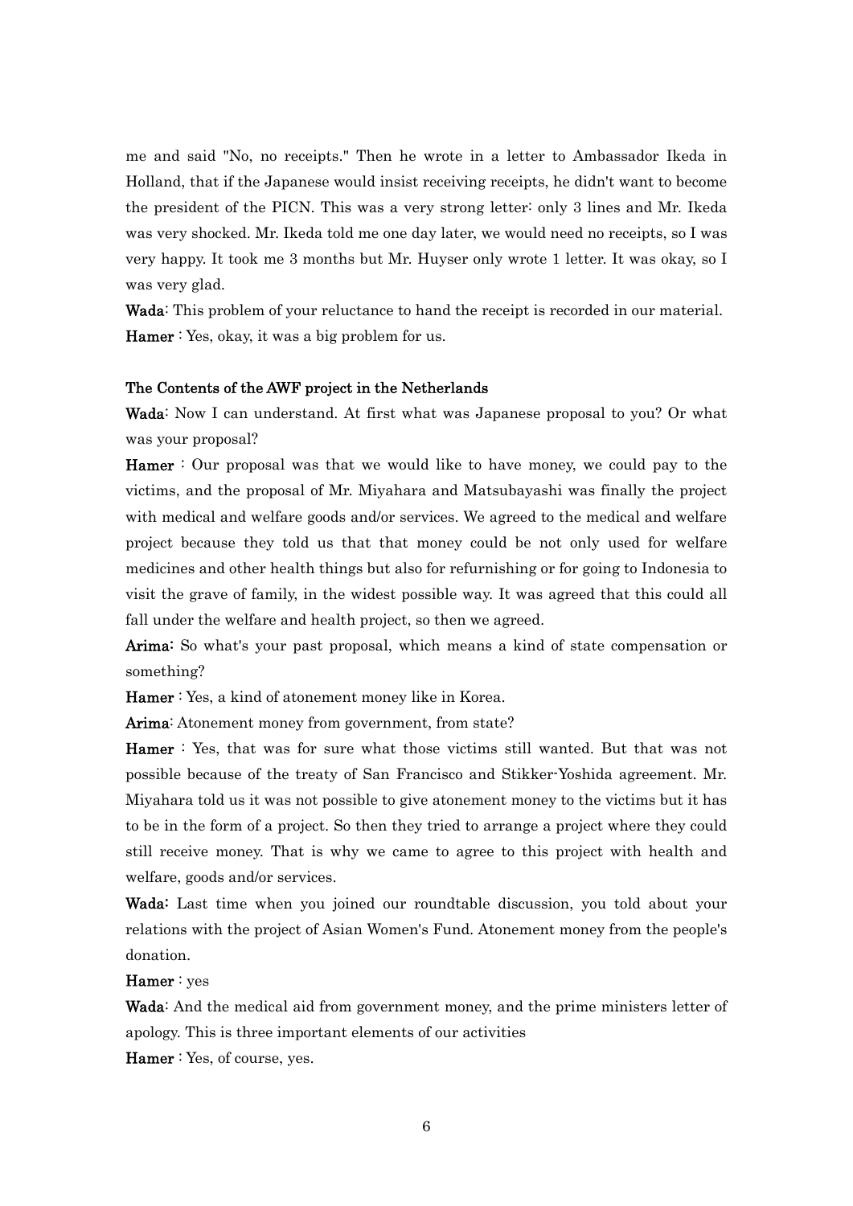me and said "No, no receipts." Then he wrote in a letter to Ambassador Ikeda in Holland, that if the Japanese would insist receiving receipts, he didn't want to become the president of the PICN. This was a very strong letter: only 3 lines and Mr. Ikeda was very shocked. Mr. Ikeda told me one day later, we would need no receipts, so I was very happy. It took me 3 months but Mr. Huyser only wrote 1 letter. It was okay, so I was very glad.

**Wada**: This problem of your reluctance to hand the receipt is recorded in our material.

**Hamer** : Yes, okay, it was a big problem for us.

**The Contents of the AWF project in the Netherlands**

**Wada**: Now I can understand. At first what was Japanese proposal to you? Or what was your proposal?

**Hamer** : Our proposal was that we would like to have money, we could pay to the victims, and the proposal of Mr. Miyahara and Matsubayashi was finally the project with medical and welfare goods and/or services. We agreed to the medical and welfare project because they told us that that money could be not only used for welfare medicines and other health things but also for refurnishing or for going to Indonesia to visit the grave of family, in the widest possible way. It was agreed that this could all fall under the welfare and health project, so then we agreed.

**Arima:** So what's your past proposal, which means a kind of state compensation or something?

**Hamer** : Yes, a kind of atonement money like in Korea.

**Arima**: Atonement money from government, from state?

**Hamer** : Yes, that was for sure what those victims still wanted. But that was not possible because of the treaty of San Francisco and Stikker-Yoshida agreement. Mr. Miyahara told us it was not possible to give atonement money to the victims but it has to be in the form of a project. So then they tried to arrange a project where they could still receive money. That is why we came to agree to this project with health and welfare, goods and/or services.

**Wada:** Last time when you joined our roundtable discussion, you told about your relations with the project of Asian Women's Fund. Atonement money from the people's donation.

**Hamer** : yes

**Wada**: And the medical aid from government money, and the prime ministers letter of apology. This is three important elements of our activities

**Hamer** : Yes, of course, yes.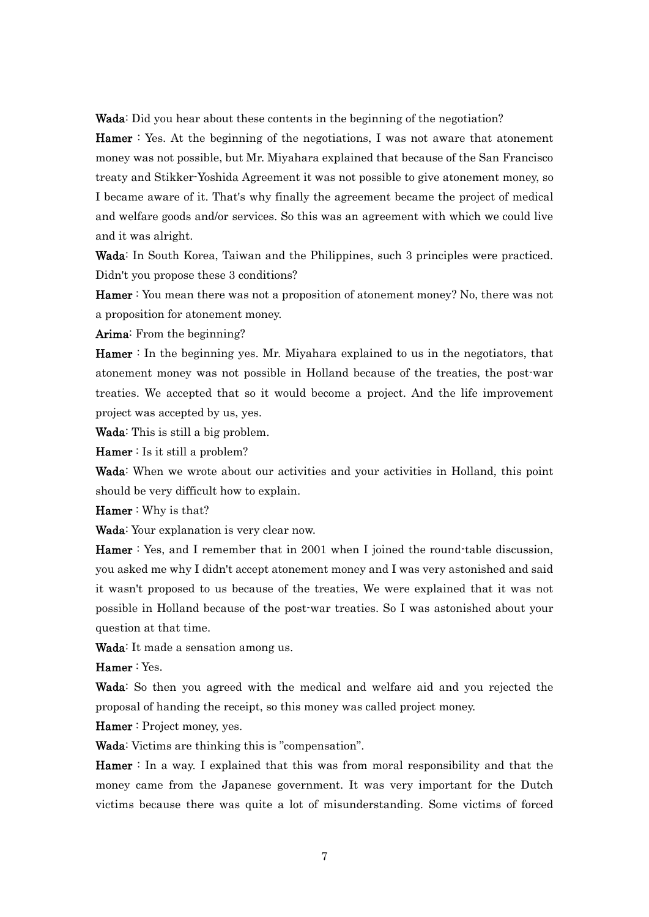**Wada**: Did you hear about these contents in the beginning of the negotiation?

**Hamer** : Yes. At the beginning of the negotiations, I was not aware that atonement money was not possible, but Mr. Miyahara explained that because of the San Francisco treaty and Stikker-Yoshida Agreement it was not possible to give atonement money, so I became aware of it. That's why finally the agreement became the project of medical and welfare goods and/or services. So this was an agreement with which we could live and it was alright.

**Wada**: In South Korea, Taiwan and the Philippines, such 3 principles were practiced. Didn't you propose these 3 conditions?

**Hamer** : You mean there was not a proposition of atonement money? No, there was not a proposition for atonement money.

**Arima**: From the beginning?

**Hamer** : In the beginning yes. Mr. Miyahara explained to us in the negotiators, that atonement money was not possible in Holland because of the treaties, the post-war treaties. We accepted that so it would become a project. And the life improvement project was accepted by us, yes.

**Wada**: This is still a big problem.

**Hamer** : Is it still a problem?

**Wada**: When we wrote about our activities and your activities in Holland, this point should be very difficult how to explain.

**Hamer** : Why is that?

**Wada**: Your explanation is very clear now.

**Hamer** : Yes, and I remember that in 2001 when I joined the round-table discussion, you asked me why I didn't accept atonement money and I was very astonished and said it wasn't proposed to us because of the treaties, We were explained that it was not possible in Holland because of the post-war treaties. So I was astonished about your question at that time.

**Wada**: It made a sensation among us.

**Hamer** : Yes.

**Wada**: So then you agreed with the medical and welfare aid and you rejected the proposal of handing the receipt, so this money was called project money.

**Hamer** : Project money, yes.

**Wada**: Victims are thinking this is "compensation".

**Hamer** : In a way. I explained that this was from moral responsibility and that the money came from the Japanese government. It was very important for the Dutch victims because there was quite a lot of misunderstanding. Some victims of forced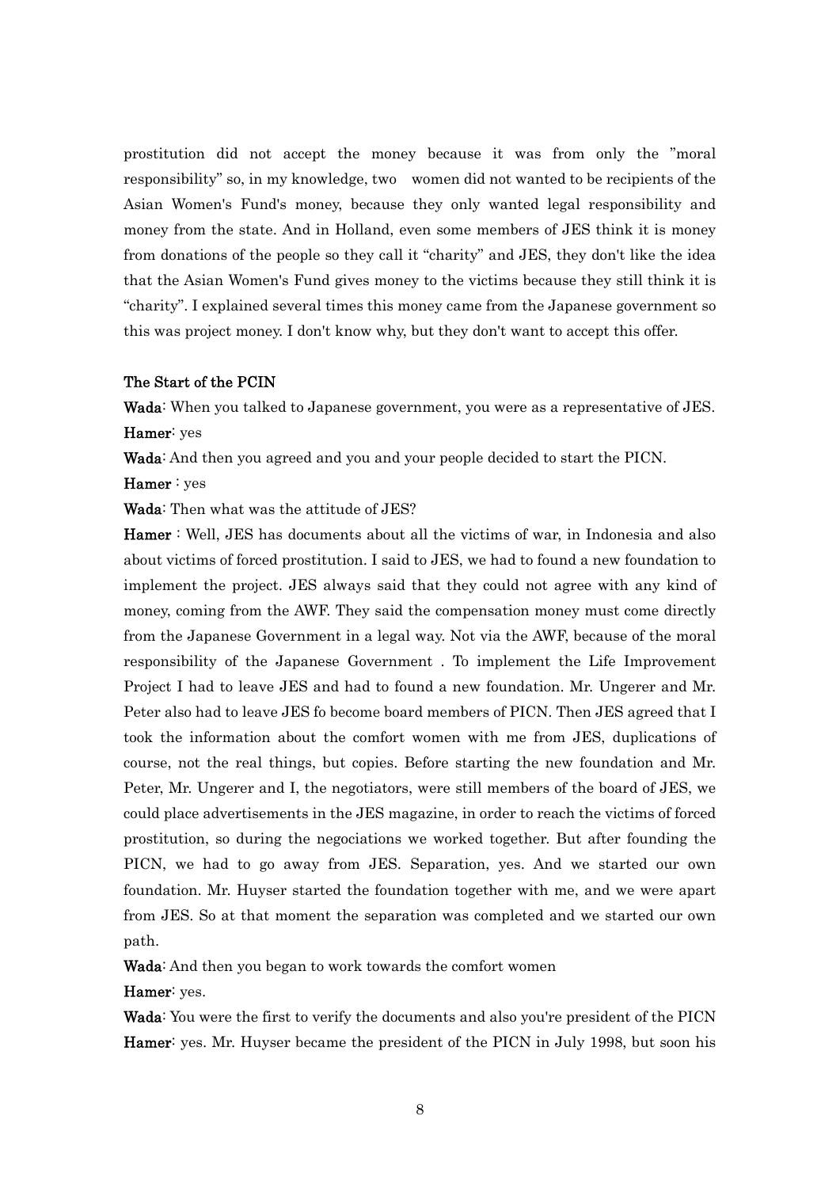prostitution did not accept the money because it was from only the "moral responsibility" so, in my knowledge, two　women did not wanted to be recipients of the Asian Women's Fund's money, because they only wanted legal responsibility and money from the state. And in Holland, even some members of JES think it is money from donations of the people so they call it "charity" and JES, they don't like the idea that the Asian Women's Fund gives money to the victims because they still think it is "charity". I explained several times this money came from the Japanese government so this was project money. I don't know why, but they don't want to accept this offer.

## The Start of the PCIN

**Wada**: When you talked to Japanese government, you were as a representative of JES.

**Hamer**: yes

**Wada**: And then you agreed and you and your people decided to start the PICN.

**Hamer** : yes

**Wada**: Then what was the attitude of JES?

**Hamer** : Well, JES has documents about all the victims of war, in Indonesia and also about victims of forced prostitution. I said to JES, we had to found a new foundation to implement the project. JES always said that they could not agree with any kind of money, coming from the AWF. They said the compensation money must come directly from the Japanese Government in a legal way. Not via the AWF, because of the moral responsibility of the Japanese Government . To implement the Life Improvement Project I had to leave JES and had to found a new foundation. Mr. Ungerer and Mr. Peter also had to leave JES fo become board members of PICN. Then JES agreed that I took the information about the comfort women with me from JES, duplications of course, not the real things, but copies. Before starting the new foundation and Mr. Peter, Mr. Ungerer and I, the negotiators, were still members of the board of JES, we could place advertisements in the JES magazine, in order to reach the victims of forced prostitution, so during the negociations we worked together. But after founding the PICN, we had to go away from JES. Separation, yes. And we started our own foundation. Mr. Huyser started the foundation together with me, and we were apart from JES. So at that moment the separation was completed and we started our own path.

**Wada**: And then you began to work towards the comfort women

**Hamer**: yes.

**Wada**: You were the first to verify the documents and also you're president of the PICN

**Hamer**: yes. Mr. Huyser became the president of the PICN in July 1998, but soon his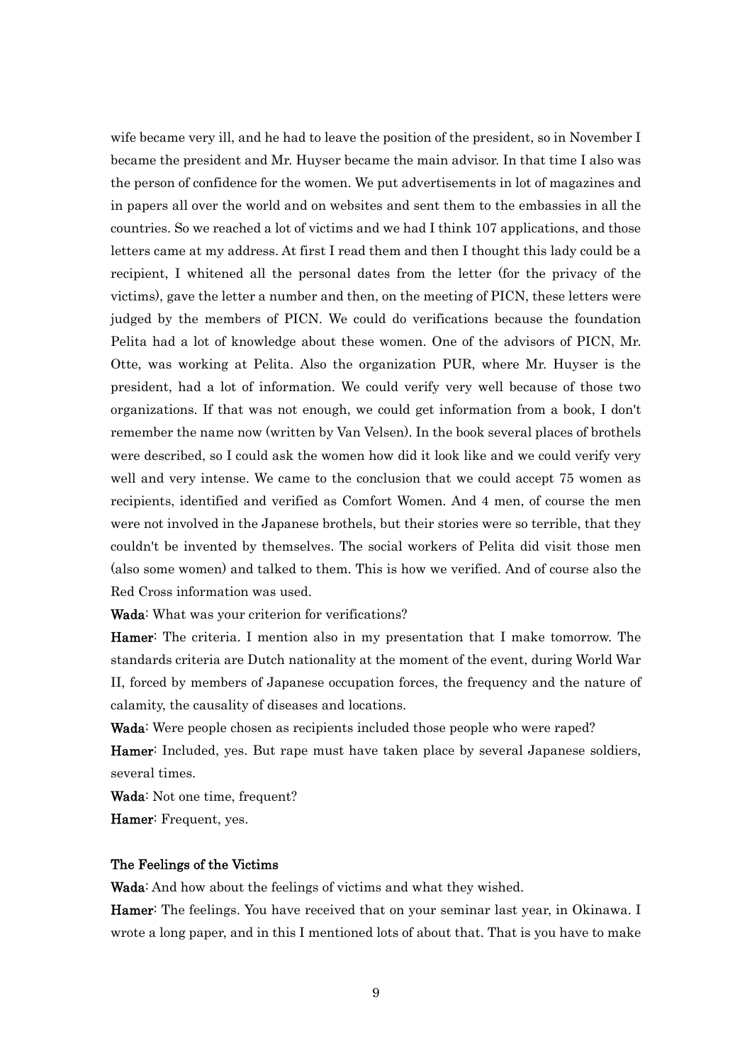wife became very ill, and he had to leave the position of the president, so in November I became the president and Mr. Huyser became the main advisor. In that time I also was the person of confidence for the women. We put advertisements in lot of magazines and in papers all over the world and on websites and sent them to the embassies in all the countries. So we reached a lot of victims and we had I think 107 applications, and those letters came at my address. At first I read them and then I thought this lady could be a recipient, I whitened all the personal dates from the letter (for the privacy of the victims), gave the letter a number and then, on the meeting of PICN, these letters were judged by the members of PICN. We could do verifications because the foundation Pelita had a lot of knowledge about these women. One of the advisors of PICN, Mr. Otte, was working at Pelita. Also the organization PUR, where Mr. Huyser is the president, had a lot of information. We could verify very well because of those two organizations. If that was not enough, we could get information from a book, I don't remember the name now (written by Van Velsen). In the book several places of brothels were described, so I could ask the women how did it look like and we could verify very well and very intense. We came to the conclusion that we could accept 75 women as recipients, identified and verified as Comfort Women. And 4 men, of course the men were not involved in the Japanese brothels, but their stories were so terrible, that they couldn't be invented by themselves. The social workers of Pelita did visit those men (also some women) and talked to them. This is how we verified. And of course also the Red Cross information was used.

**Wada**: What was your criterion for verifications?

**Hamer**: The criteria. I mention also in my presentation that I make tomorrow. The standards criteria are Dutch nationality at the moment of the event, during World War II, forced by members of Japanese occupation forces, the frequency and the nature of calamity, the causality of diseases and locations.

**Wada**: Were people chosen as recipients included those people who were raped?

**Hamer**: Included, yes. But rape must have taken place by several Japanese soldiers, several times.

**Wada**: Not one time, frequent?

**Hamer**: Frequent, yes.

### The Feelings of the Victims

**Wada**: And how about the feelings of victims and what they wished.

**Hamer**: The feelings. You have received that on your seminar last year, in Okinawa. I wrote a long paper, and in this I mentioned lots of about that. That is you have to make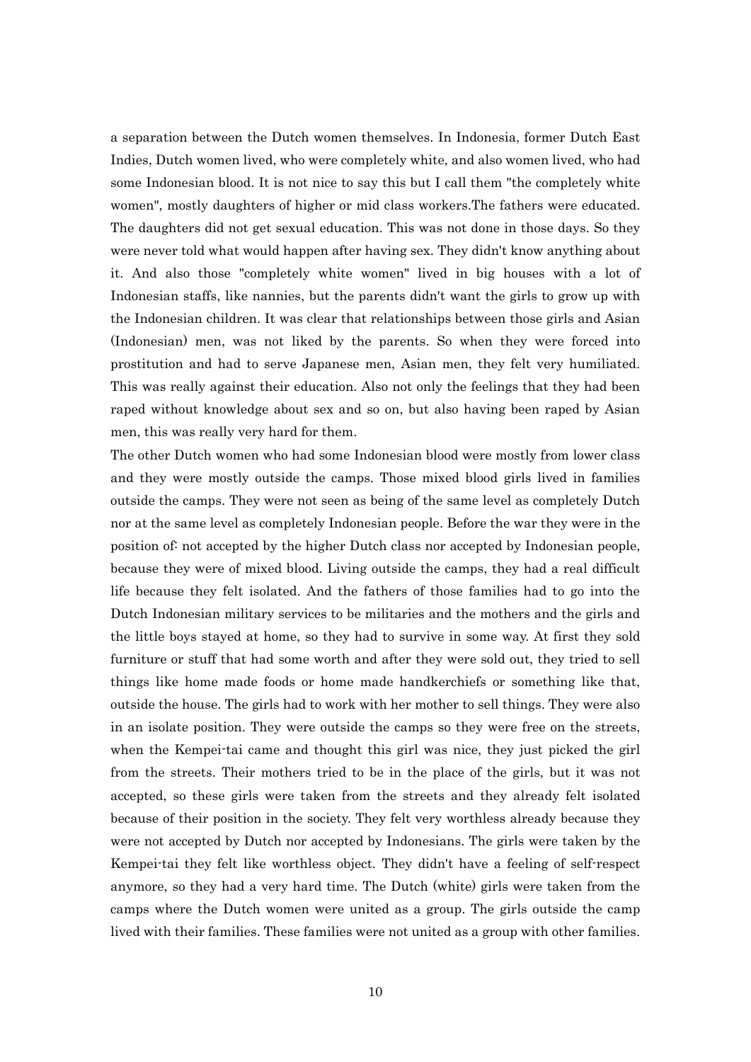a separation between the Dutch women themselves. In Indonesia, former Dutch East Indies, Dutch women lived, who were completely white, and also women lived, who had some Indonesian blood. It is not nice to say this but I call them "the completely white women", mostly daughters of higher or mid class workers.The fathers were educated. The daughters did not get sexual education. This was not done in those days. So they were never told what would happen after having sex. They didn't know anything about it. And also those "completely white women" lived in big houses with a lot of Indonesian staffs, like nannies, but the parents didn't want the girls to grow up with the Indonesian children. It was clear that relationships between those girls and Asian (Indonesian) men, was not liked by the parents. So when they were forced into prostitution and had to serve Japanese men, Asian men, they felt very humiliated. This was really against their education. Also not only the feelings that they had been raped without knowledge about sex and so on, but also having been raped by Asian men, this was really very hard for them.

The other Dutch women who had some Indonesian blood were mostly from lower class and they were mostly outside the camps. Those mixed blood girls lived in families outside the camps. They were not seen as being of the same level as completely Dutch nor at the same level as completely Indonesian people. Before the war they were in the position of: not accepted by the higher Dutch class nor accepted by Indonesian people, because they were of mixed blood. Living outside the camps, they had a real difficult life because they felt isolated. And the fathers of those families had to go into the Dutch Indonesian military services to be militaries and the mothers and the girls and the little boys stayed at home, so they had to survive in some way. At first they sold furniture or stuff that had some worth and after they were sold out, they tried to sell things like home made foods or home made handkerchiefs or something like that, outside the house. The girls had to work with her mother to sell things. They were also in an isolate position. They were outside the camps so they were free on the streets, when the Kempei-tai came and thought this girl was nice, they just picked the girl from the streets. Their mothers tried to be in the place of the girls, but it was not accepted, so these girls were taken from the streets and they already felt isolated because of their position in the society. They felt very worthless already because they were not accepted by Dutch nor accepted by Indonesians. The girls were taken by the Kempei-tai they felt like worthless object. They didn't have a feeling of self-respect anymore, so they had a very hard time. The Dutch (white) girls were taken from the camps where the Dutch women were united as a group. The girls outside the camp lived with their families. These families were not united as a group with other families.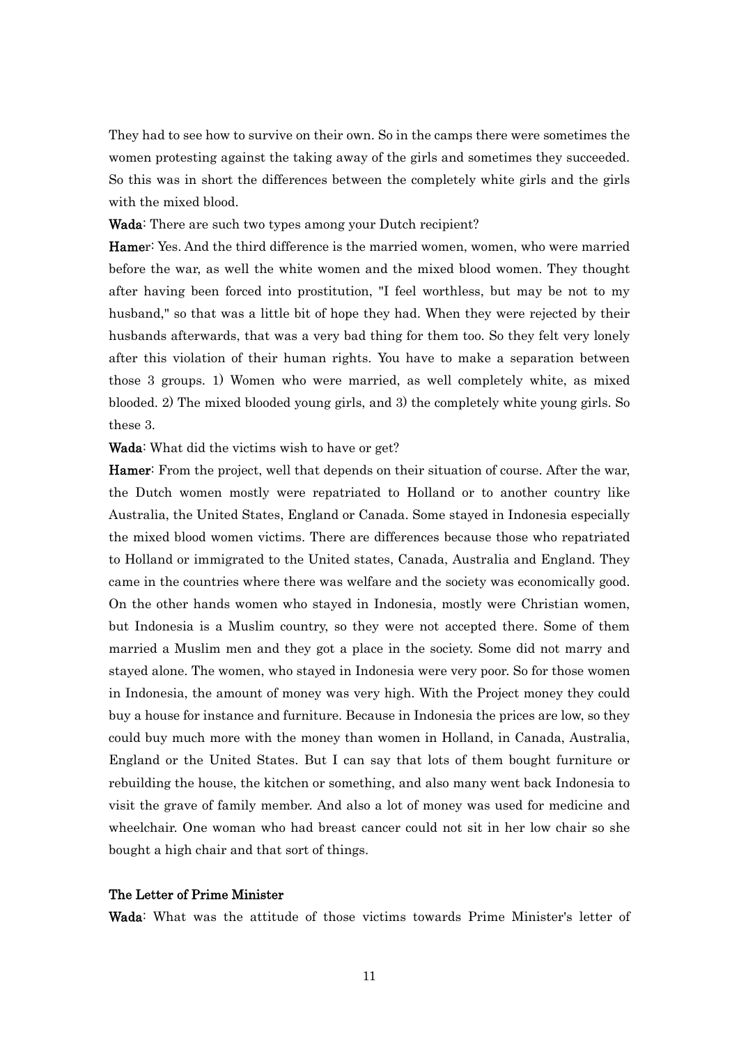They had to see how to survive on their own. So in the camps there were sometimes the women protesting against the taking away of the girls and sometimes they succeeded. So this was in short the differences between the completely white girls and the girls with the mixed blood.

**Wada**: There are such two types among your Dutch recipient?

**Hamer**: Yes. And the third difference is the married women, women, who were married before the war, as well the white women and the mixed blood women. They thought after having been forced into prostitution, "I feel worthless, but may be not to my husband," so that was a little bit of hope they had. When they were rejected by their husbands afterwards, that was a very bad thing for them too. So they felt very lonely after this violation of their human rights. You have to make a separation between those 3 groups. 1) Women who were married, as well completely white, as mixed blooded. 2) The mixed blooded young girls, and 3) the completely white young girls. So these 3.

**Wada**: What did the victims wish to have or get?

**Hamer**: From the project, well that depends on their situation of course. After the war, the Dutch women mostly were repatriated to Holland or to another country like Australia, the United States, England or Canada. Some stayed in Indonesia especially the mixed blood women victims. There are differences because those who repatriated to Holland or immigrated to the United states, Canada, Australia and England. They came in the countries where there was welfare and the society was economically good. On the other hands women who stayed in Indonesia, mostly were Christian women, but Indonesia is a Muslim country, so they were not accepted there. Some of them married a Muslim men and they got a place in the society. Some did not marry and stayed alone. The women, who stayed in Indonesia were very poor. So for those women in Indonesia, the amount of money was very high. With the Project money they could buy a house for instance and furniture. Because in Indonesia the prices are low, so they could buy much more with the money than women in Holland, in Canada, Australia, England or the United States. But I can say that lots of them bought furniture or rebuilding the house, the kitchen or something, and also many went back Indonesia to visit the grave of family member. And also a lot of money was used for medicine and wheelchair. One woman who had breast cancer could not sit in her low chair so she bought a high chair and that sort of things.

### The Letter of Prime Minister

**Wada**: What was the attitude of those victims towards Prime Minister's letter of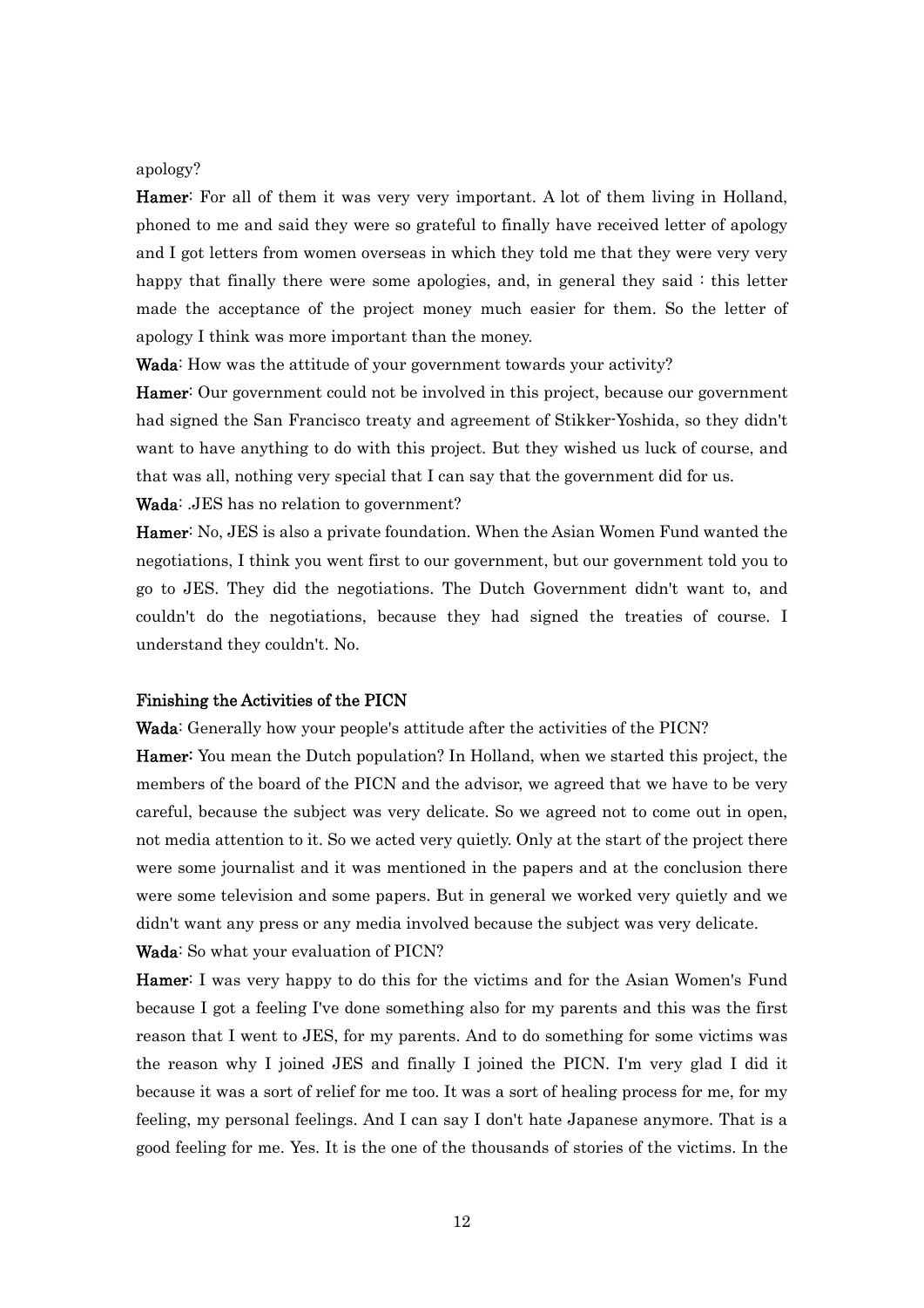apology?

**Hamer**: For all of them it was very very important. A lot of them living in Holland, phoned to me and said they were so grateful to finally have received letter of apology and I got letters from women overseas in which they told me that they were very very happy that finally there were some apologies, and, in general they said : this letter made the acceptance of the project money much easier for them. So the letter of apology I think was more important than the money.

**Wada**: How was the attitude of your government towards your activity?

**Hamer**: Our government could not be involved in this project, because our government had signed the San Francisco treaty and agreement of Stikker-Yoshida, so they didn't want to have anything to do with this project. But they wished us luck of course, and that was all, nothing very special that I can say that the government did for us.

**Wada**: .JES has no relation to government?

**Hamer**: No, JES is also a private foundation. When the Asian Women Fund wanted the negotiations, I think you went first to our government, but our government told you to go to JES. They did the negotiations. The Dutch Government didn't want to, and couldn't do the negotiations, because they had signed the treaties of course. I understand they couldn't. No.

### Finishing the Activities of the PICN

**Wada**: Generally how your people's attitude after the activities of the PICN?

**Hamer**: You mean the Dutch population? In Holland, when we started this project, the members of the board of the PICN and the advisor, we agreed that we have to be very careful, because the subject was very delicate. So we agreed not to come out in open, not media attention to it. So we acted very quietly. Only at the start of the project there were some journalist and it was mentioned in the papers and at the conclusion there were some television and some papers. But in general we worked very quietly and we didn't want any press or any media involved because the subject was very delicate.

**Wada**: So what your evaluation of PICN?

**Hamer**: I was very happy to do this for the victims and for the Asian Women's Fund because I got a feeling I've done something also for my parents and this was the first reason that I went to JES, for my parents. And to do something for some victims was the reason why I joined JES and finally I joined the PICN. I'm very glad I did it because it was a sort of relief for me too. It was a sort of healing process for me, for my feeling, my personal feelings. And I can say I don't hate Japanese anymore. That is a good feeling for me. Yes. It is the one of the thousands of stories of the victims. In the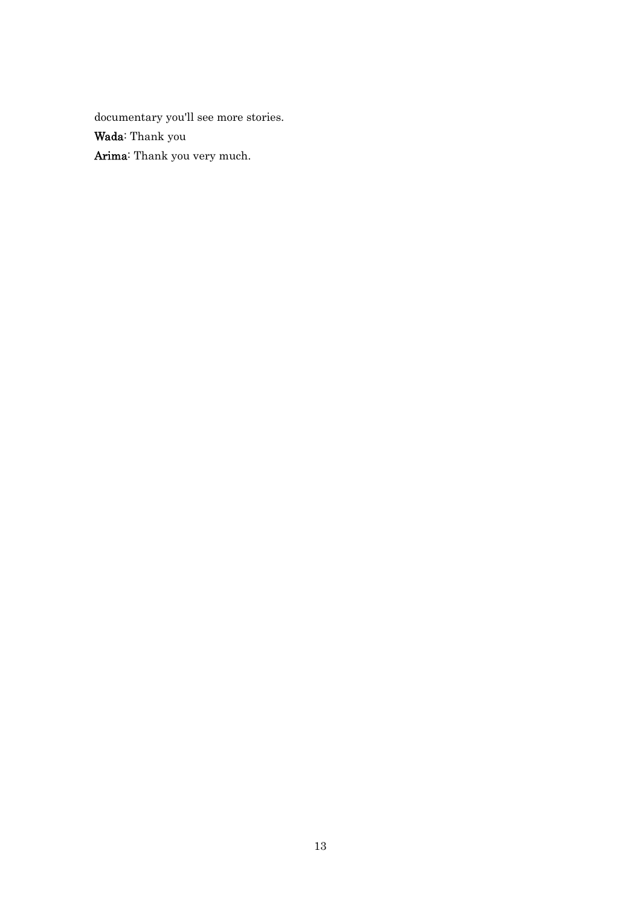documentary you'll see more stories.

**Wada**: Thank you

**Arima**: Thank you very much.